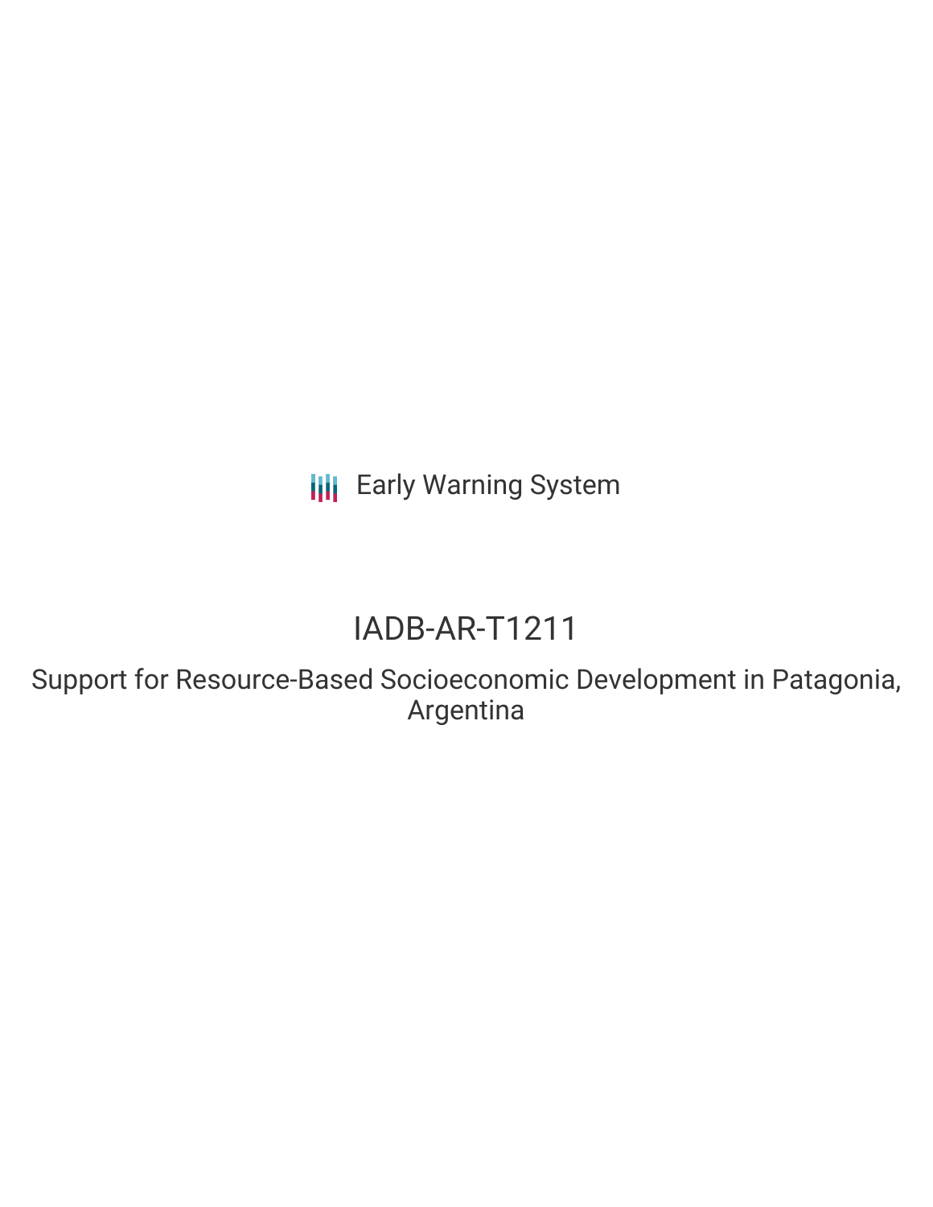Early Warning System

# IADB-AR-T1211

## Support for Resource-Based Socioeconomic Development in Patagonia, Argentina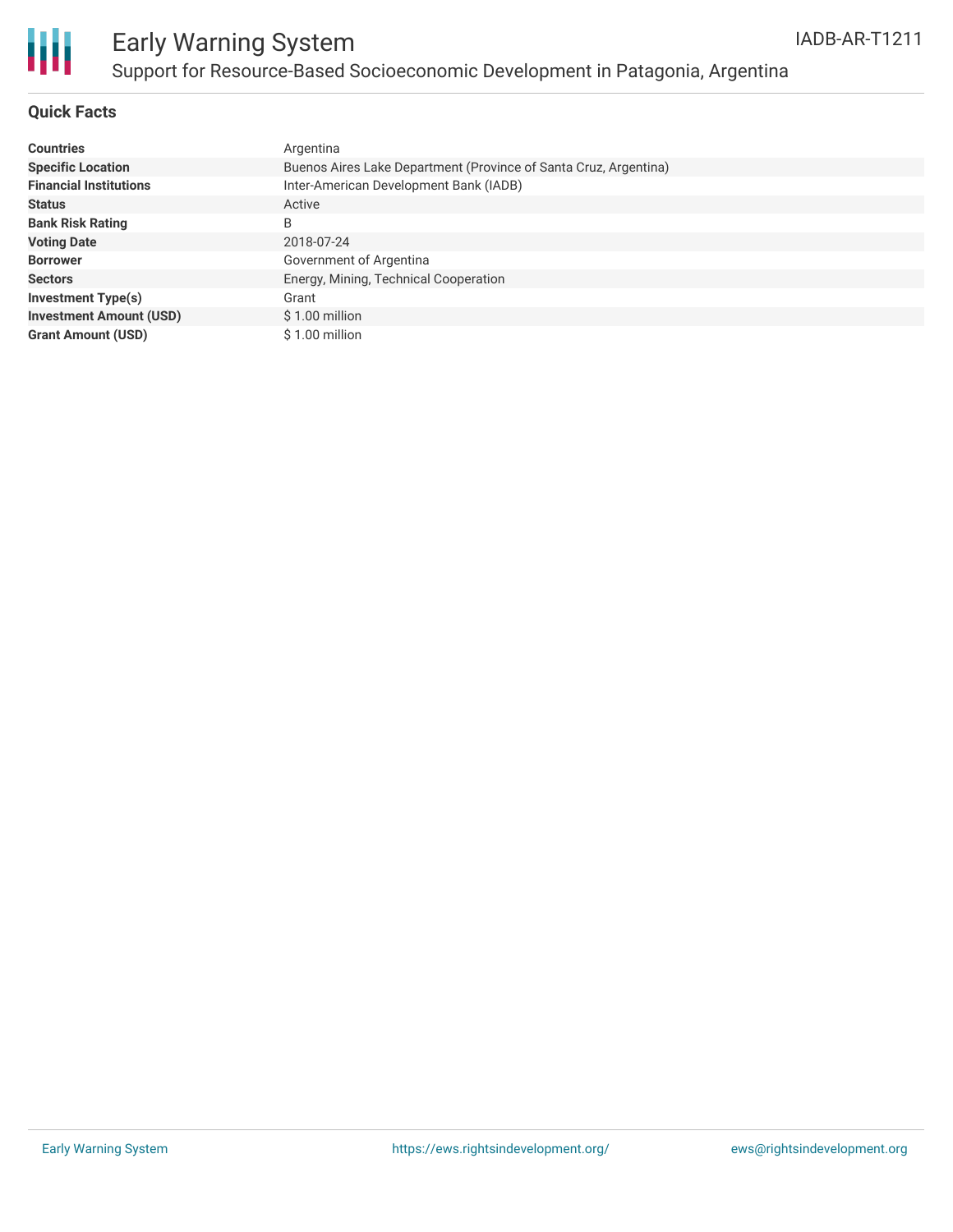# Early Warning System

## Support for Resource-Based Socioeconomic Development in Patagonia, Argentina

IADB-AR-T1211

### Quick Facts

| | |
|---|---|
| **Countries** | Argentina |
| **Specific Location** | Buenos Aires Lake Department (Province of Santa Cruz, Argentina) |
| **Financial Institutions** | Inter-American Development Bank (IADB) |
| **Status** | Active |
| **Bank Risk Rating** | B |
| **Voting Date** | 2018-07-24 |
| **Borrower** | Government of Argentina |
| **Sectors** | Energy, Mining, Technical Cooperation |
| **Investment Type(s)** | Grant |
| **Investment Amount (USD)** | $ 1.00 million |
| **Grant Amount (USD)** | $ 1.00 million |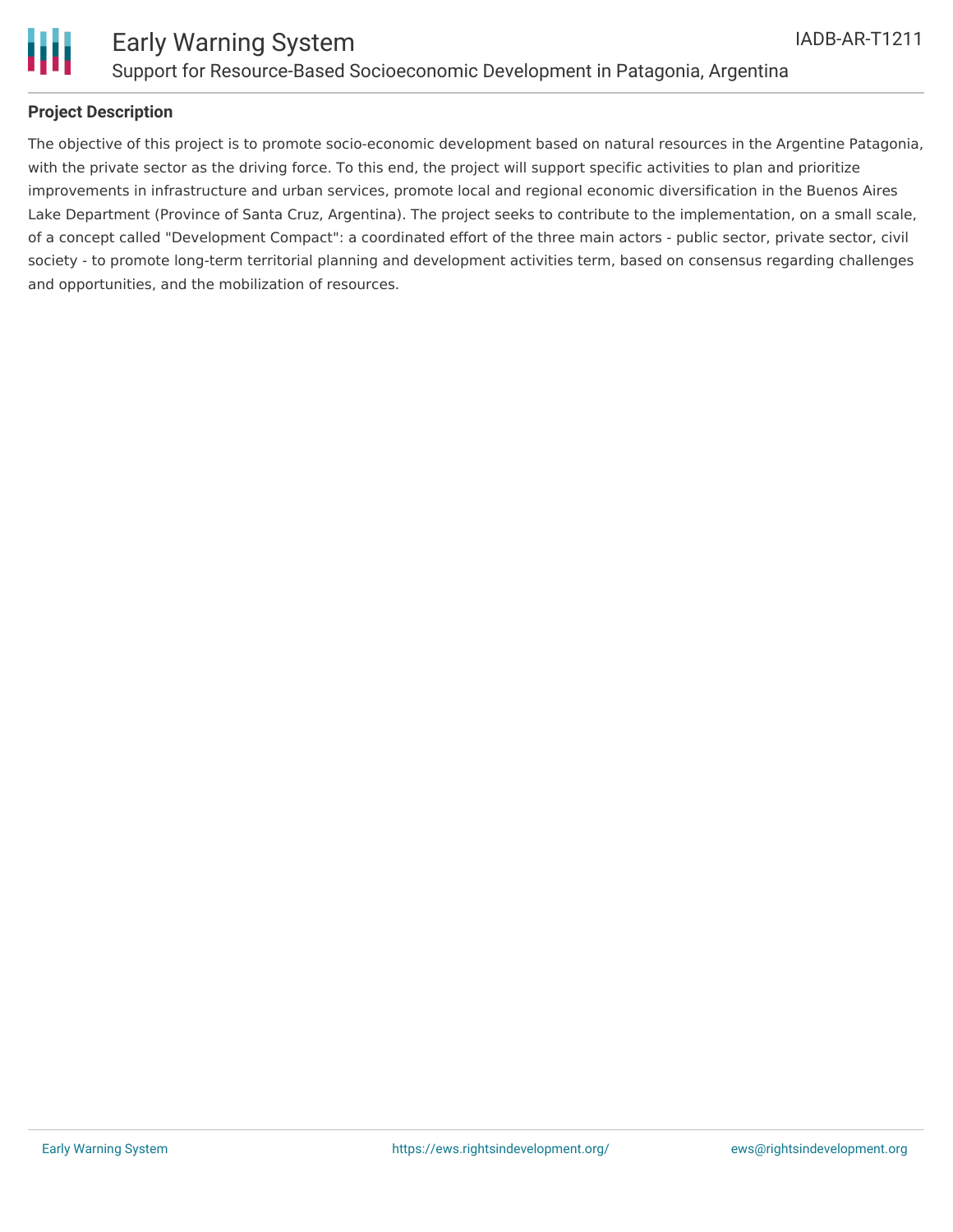## Project Description

The objective of this project is to promote socio-economic development based on natural resources in the Argentine Patagonia, with the private sector as the driving force. To this end, the project will support specific activities to plan and prioritize improvements in infrastructure and urban services, promote local and regional economic diversification in the Buenos Aires Lake Department (Province of Santa Cruz, Argentina). The project seeks to contribute to the implementation, on a small scale, of a concept called "Development Compact": a coordinated effort of the three main actors - public sector, private sector, civil society - to promote long-term territorial planning and development activities term, based on consensus regarding challenges and opportunities, and the mobilization of resources.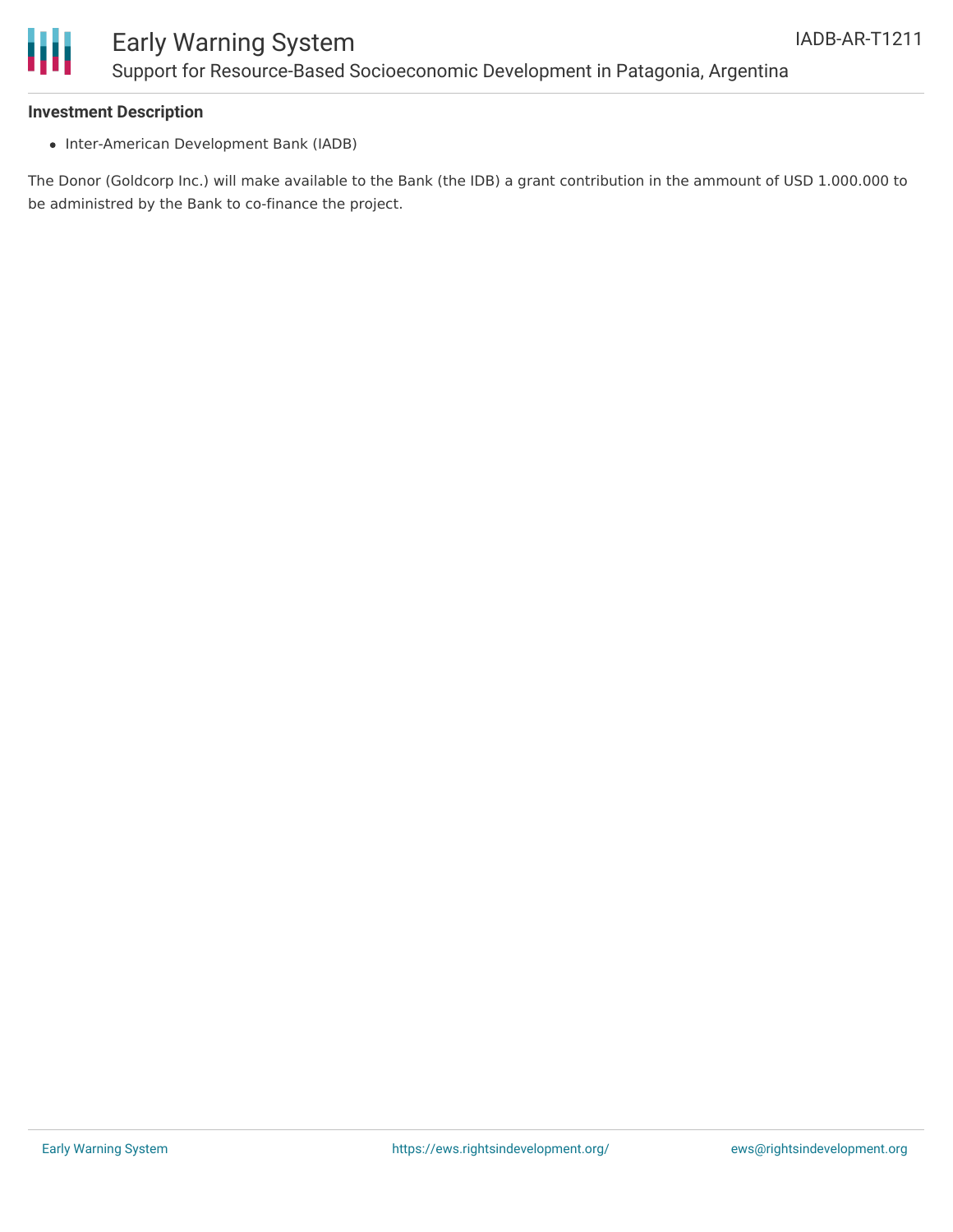**Investment Description**

- Inter-American Development Bank (IADB)

The Donor (Goldcorp Inc.) will make available to the Bank (the IDB) a grant contribution in the ammount of USD 1.000.000 to be administred by the Bank to co-finance the project.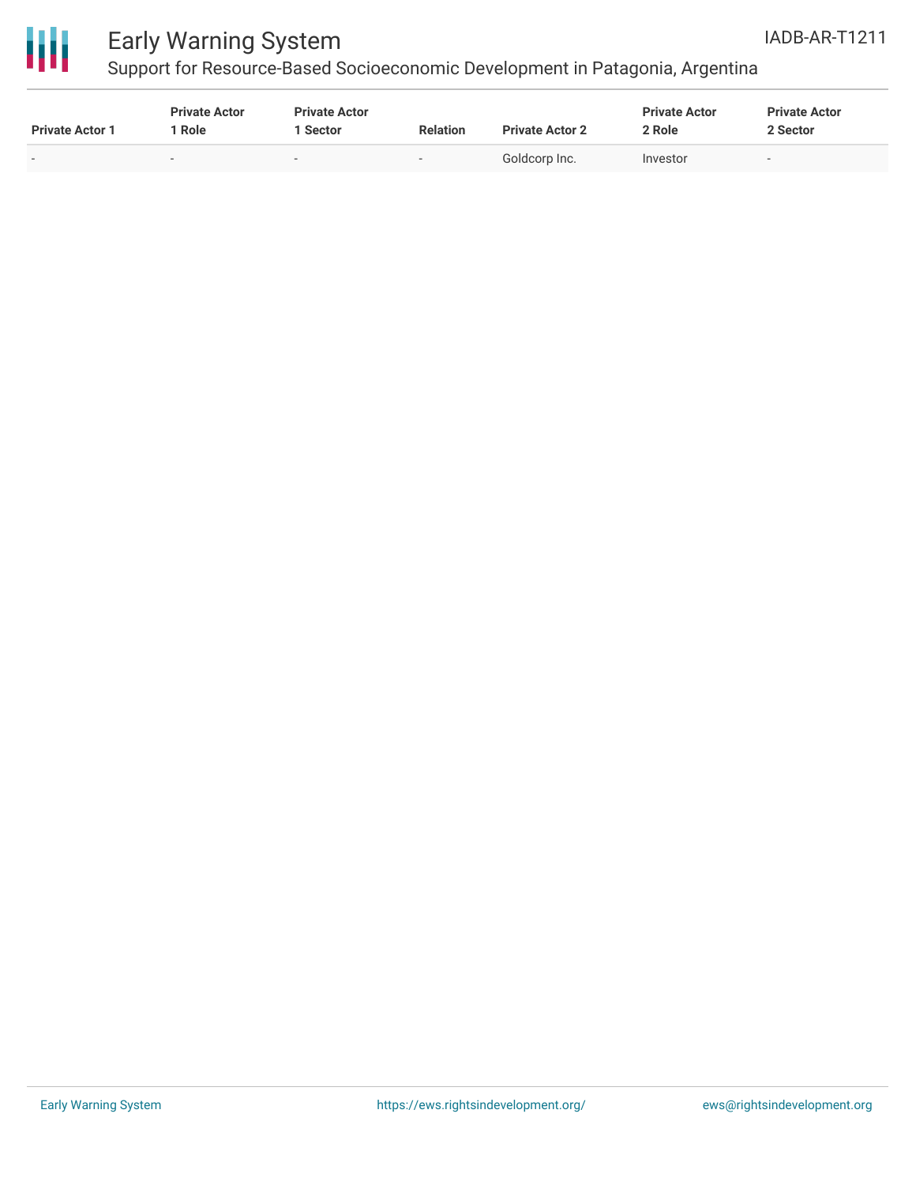| Private Actor 1 | Private Actor 1 Role | Private Actor 1 Sector | Relation | Private Actor 2 | Private Actor 2 Role | Private Actor 2 Sector |
|---|---|---|---|---|---|---|
| - | - | - | - | Goldcorp Inc. | Investor | - |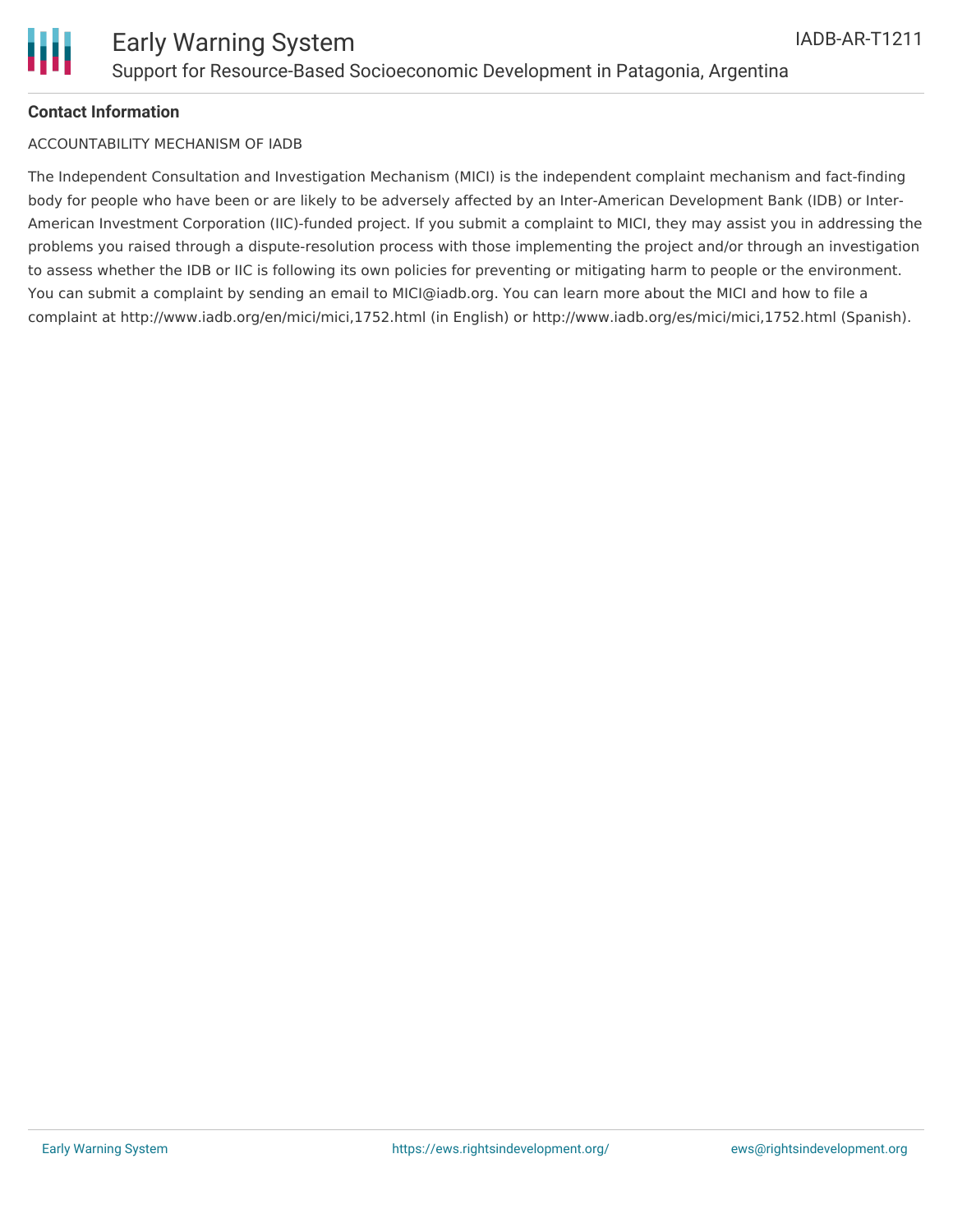**Contact Information**

ACCOUNTABILITY MECHANISM OF IADB

The Independent Consultation and Investigation Mechanism (MICI) is the independent complaint mechanism and fact-finding body for people who have been or are likely to be adversely affected by an Inter-American Development Bank (IDB) or Inter-American Investment Corporation (IIC)-funded project. If you submit a complaint to MICI, they may assist you in addressing the problems you raised through a dispute-resolution process with those implementing the project and/or through an investigation to assess whether the IDB or IIC is following its own policies for preventing or mitigating harm to people or the environment. You can submit a complaint by sending an email to MICI@iadb.org. You can learn more about the MICI and how to file a complaint at http://www.iadb.org/en/mici/mici,1752.html (in English) or http://www.iadb.org/es/mici/mici,1752.html (Spanish).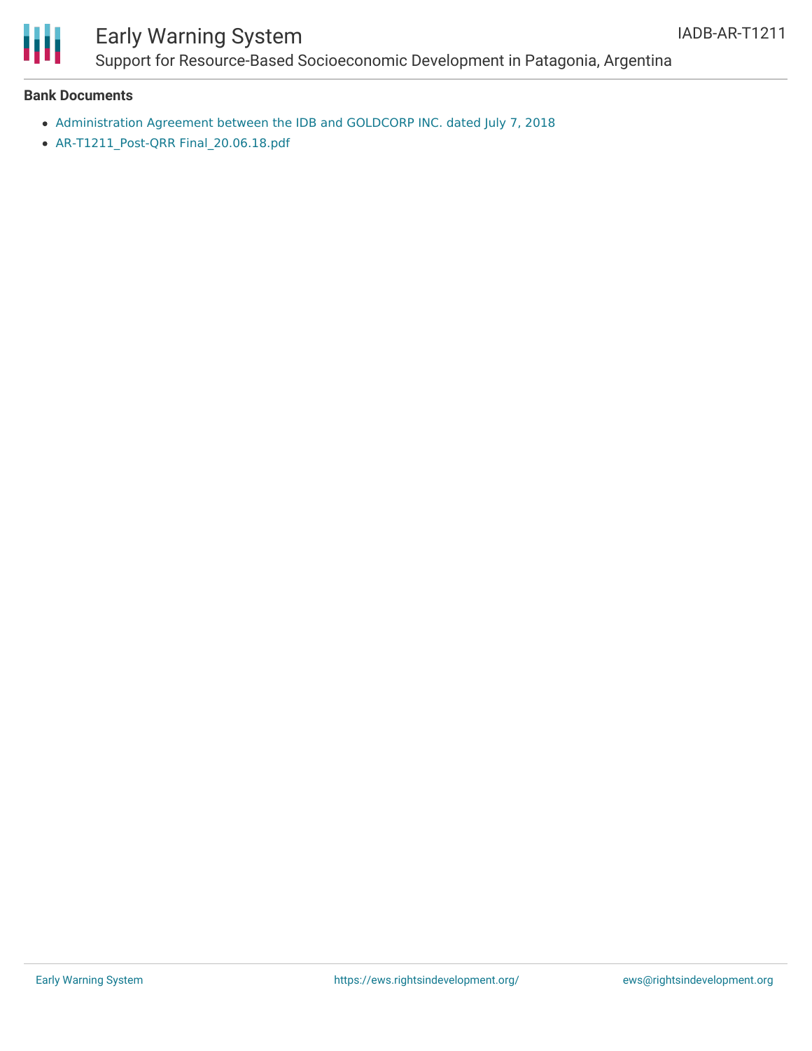**Bank Documents**

- Administration Agreement between the IDB and GOLDCORP INC. dated July 7, 2018
- AR-T1211_Post-QRR Final_20.06.18.pdf